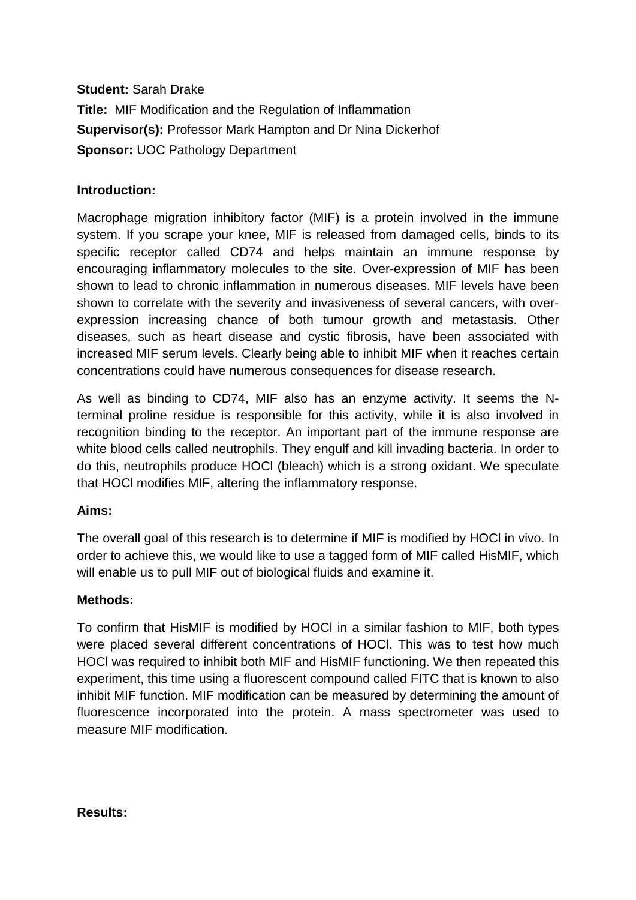**Student:** Sarah Drake

**Title:** MIF Modification and the Regulation of Inflammation

**Supervisor(s):** Professor Mark Hampton and Dr Nina Dickerhof

**Sponsor:** UOC Pathology Department

**Introduction:**

Macrophage migration inhibitory factor (MIF) is a protein involved in the immune system. If you scrape your knee, MIF is released from damaged cells, binds to its specific receptor called CD74 and helps maintain an immune response by encouraging inflammatory molecules to the site. Over-expression of MIF has been shown to lead to chronic inflammation in numerous diseases. MIF levels have been shown to correlate with the severity and invasiveness of several cancers, with over-expression increasing chance of both tumour growth and metastasis. Other diseases, such as heart disease and cystic fibrosis, have been associated with increased MIF serum levels. Clearly being able to inhibit MIF when it reaches certain concentrations could have numerous consequences for disease research.

As well as binding to CD74, MIF also has an enzyme activity. It seems the N-terminal proline residue is responsible for this activity, while it is also involved in recognition binding to the receptor. An important part of the immune response are white blood cells called neutrophils. They engulf and kill invading bacteria. In order to do this, neutrophils produce HOCl (bleach) which is a strong oxidant. We speculate that HOCl modifies MIF, altering the inflammatory response.

**Aims:**

The overall goal of this research is to determine if MIF is modified by HOCl in vivo. In order to achieve this, we would like to use a tagged form of MIF called HisMIF, which will enable us to pull MIF out of biological fluids and examine it.

**Methods:**

To confirm that HisMIF is modified by HOCl in a similar fashion to MIF, both types were placed several different concentrations of HOCl. This was to test how much HOCl was required to inhibit both MIF and HisMIF functioning. We then repeated this experiment, this time using a fluorescent compound called FITC that is known to also inhibit MIF function. MIF modification can be measured by determining the amount of fluorescence incorporated into the protein. A mass spectrometer was used to measure MIF modification.

**Results:**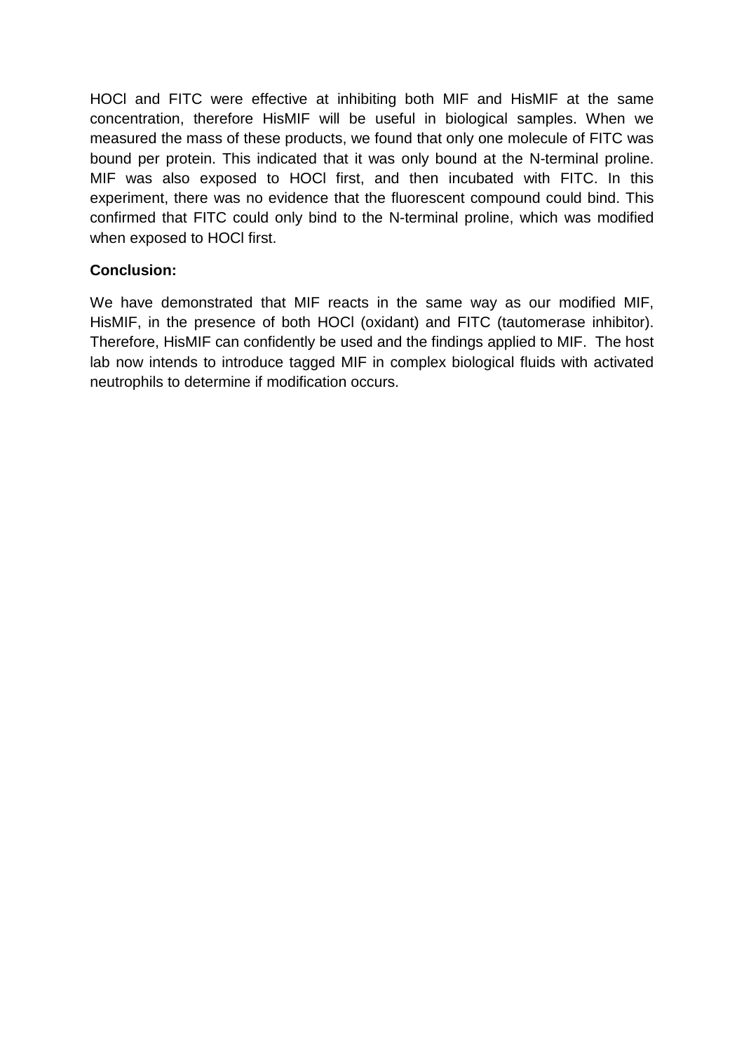HOCl and FITC were effective at inhibiting both MIF and HisMIF at the same concentration, therefore HisMIF will be useful in biological samples. When we measured the mass of these products, we found that only one molecule of FITC was bound per protein. This indicated that it was only bound at the N-terminal proline. MIF was also exposed to HOCl first, and then incubated with FITC. In this experiment, there was no evidence that the fluorescent compound could bind. This confirmed that FITC could only bind to the N-terminal proline, which was modified when exposed to HOCl first.

**Conclusion:**

We have demonstrated that MIF reacts in the same way as our modified MIF, HisMIF, in the presence of both HOCl (oxidant) and FITC (tautomerase inhibitor). Therefore, HisMIF can confidently be used and the findings applied to MIF. The host lab now intends to introduce tagged MIF in complex biological fluids with activated neutrophils to determine if modification occurs.